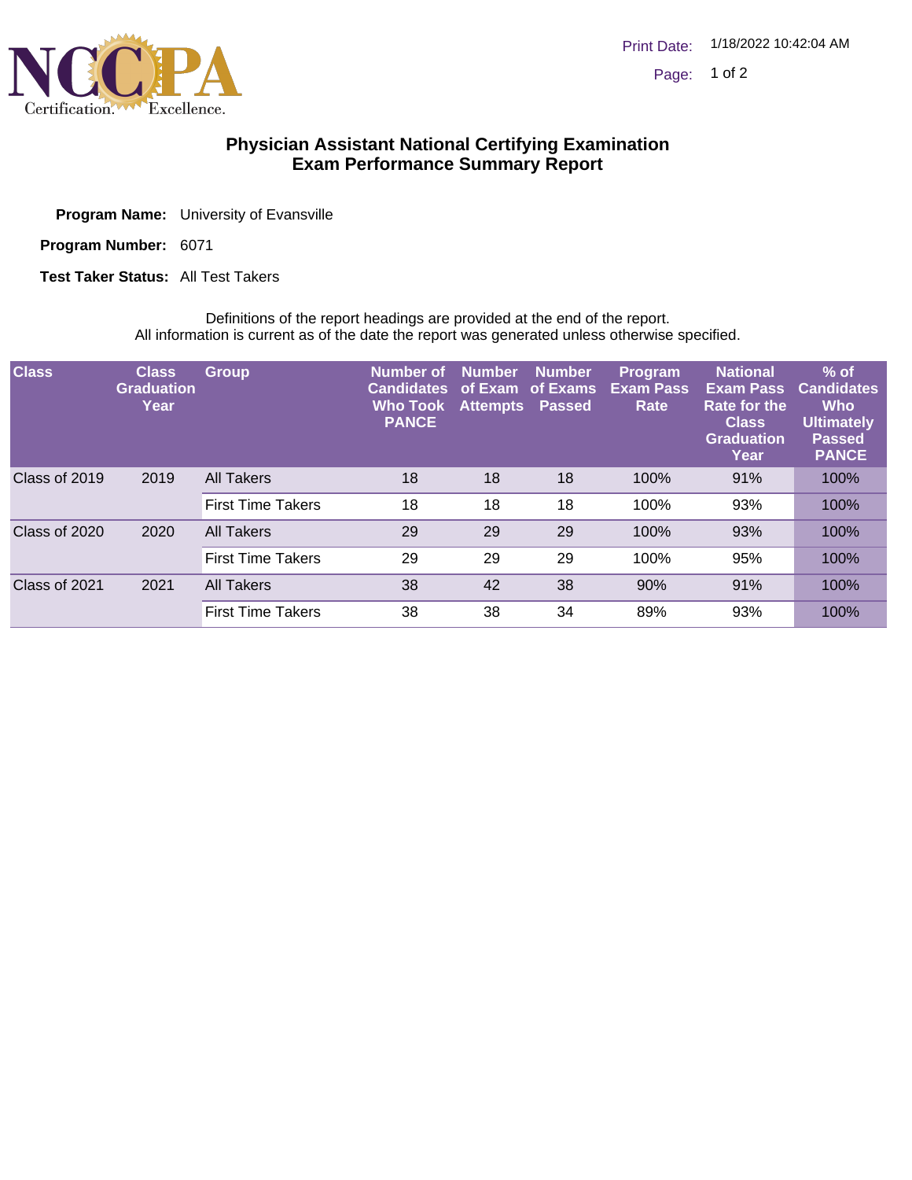# Physician Assistant National Certifying Examination
## Exam Performance Summary Report

**Program Name:** University of Evansville

**Program Number:** 6071

**Test Taker Status:** All Test Takers

Definitions of the report headings are provided at the end of the report.
All information is current as of the date the report was generated unless otherwise specified.

| Class | Class Graduation Year | Group | Number of Candidates Who Took PANCE | Number of Exam Attempts | Number of Exams Passed | Program Exam Pass Rate | National Exam Pass Rate for the Class Graduation Year | % of Candidates Who Ultimately Passed PANCE |
|---|---|---|---|---|---|---|---|---|
| Class of 2019 | 2019 | All Takers | 18 | 18 | 18 | 100% | 91% | 100% |
| | | First Time Takers | 18 | 18 | 18 | 100% | 93% | 100% |
| Class of 2020 | 2020 | All Takers | 29 | 29 | 29 | 100% | 93% | 100% |
| | | First Time Takers | 29 | 29 | 29 | 100% | 95% | 100% |
| Class of 2021 | 2021 | All Takers | 38 | 42 | 38 | 90% | 91% | 100% |
| | | First Time Takers | 38 | 38 | 34 | 89% | 93% | 100% |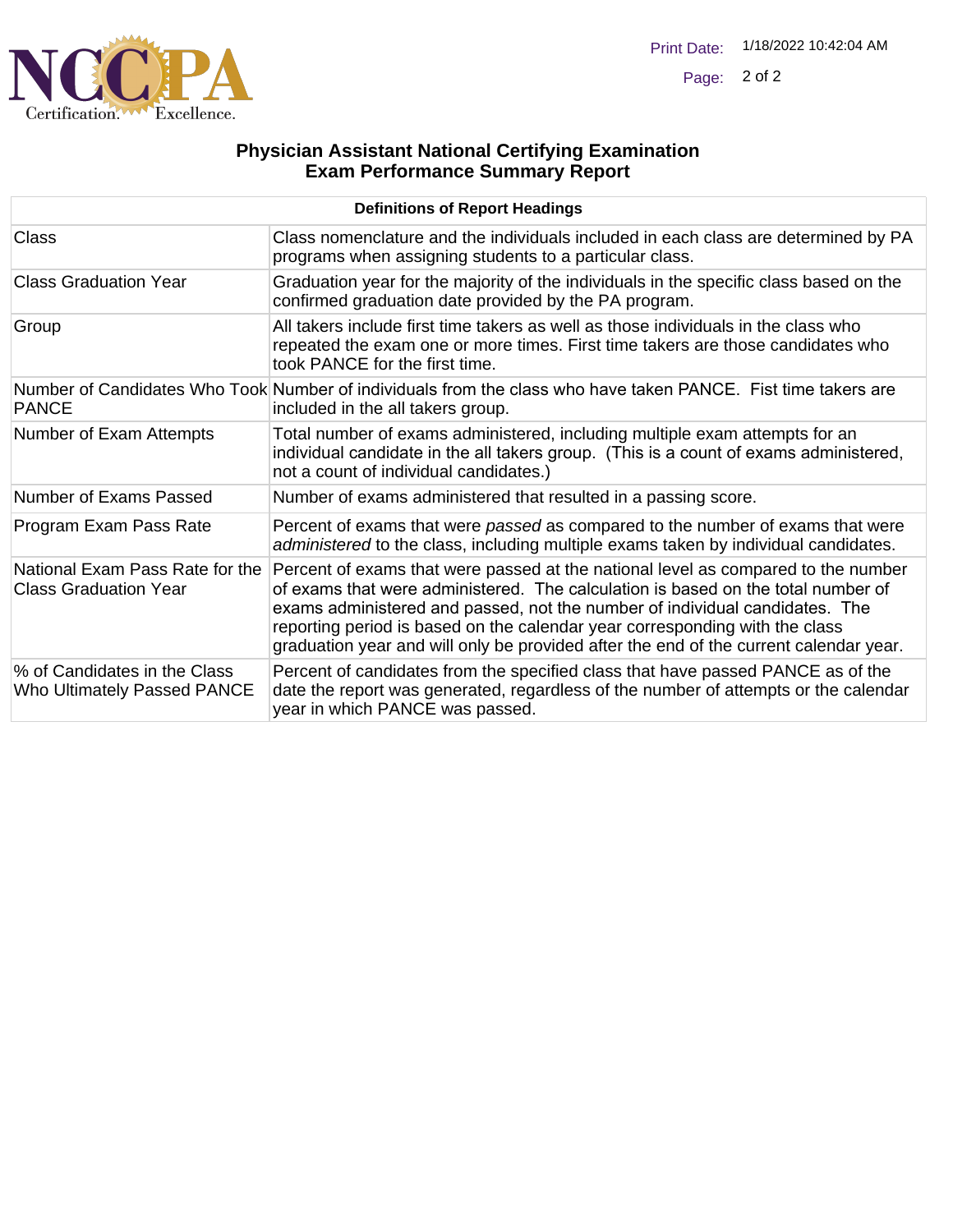# Physician Assistant National Certifying Examination
## Exam Performance Summary Report

| Definitions of Report Headings | |
|---|---|
| Class | Class nomenclature and the individuals included in each class are determined by PA programs when assigning students to a particular class. |
| Class Graduation Year | Graduation year for the majority of the individuals in the specific class based on the confirmed graduation date provided by the PA program. |
| Group | All takers include first time takers as well as those individuals in the class who repeated the exam one or more times. First time takers are those candidates who took PANCE for the first time. |
| Number of Candidates Who Took PANCE | Number of individuals from the class who have taken PANCE. Fist time takers are included in the all takers group. |
| Number of Exam Attempts | Total number of exams administered, including multiple exam attempts for an individual candidate in the all takers group. (This is a count of exams administered, not a count of individual candidates.) |
| Number of Exams Passed | Number of exams administered that resulted in a passing score. |
| Program Exam Pass Rate | Percent of exams that were *passed* as compared to the number of exams that were *administered* to the class, including multiple exams taken by individual candidates. |
| National Exam Pass Rate for the Class Graduation Year | Percent of exams that were passed at the national level as compared to the number of exams that were administered. The calculation is based on the total number of exams administered and passed, not the number of individual candidates. The reporting period is based on the calendar year corresponding with the class graduation year and will only be provided after the end of the current calendar year. |
| % of Candidates in the Class Who Ultimately Passed PANCE | Percent of candidates from the specified class that have passed PANCE as of the date the report was generated, regardless of the number of attempts or the calendar year in which PANCE was passed. |